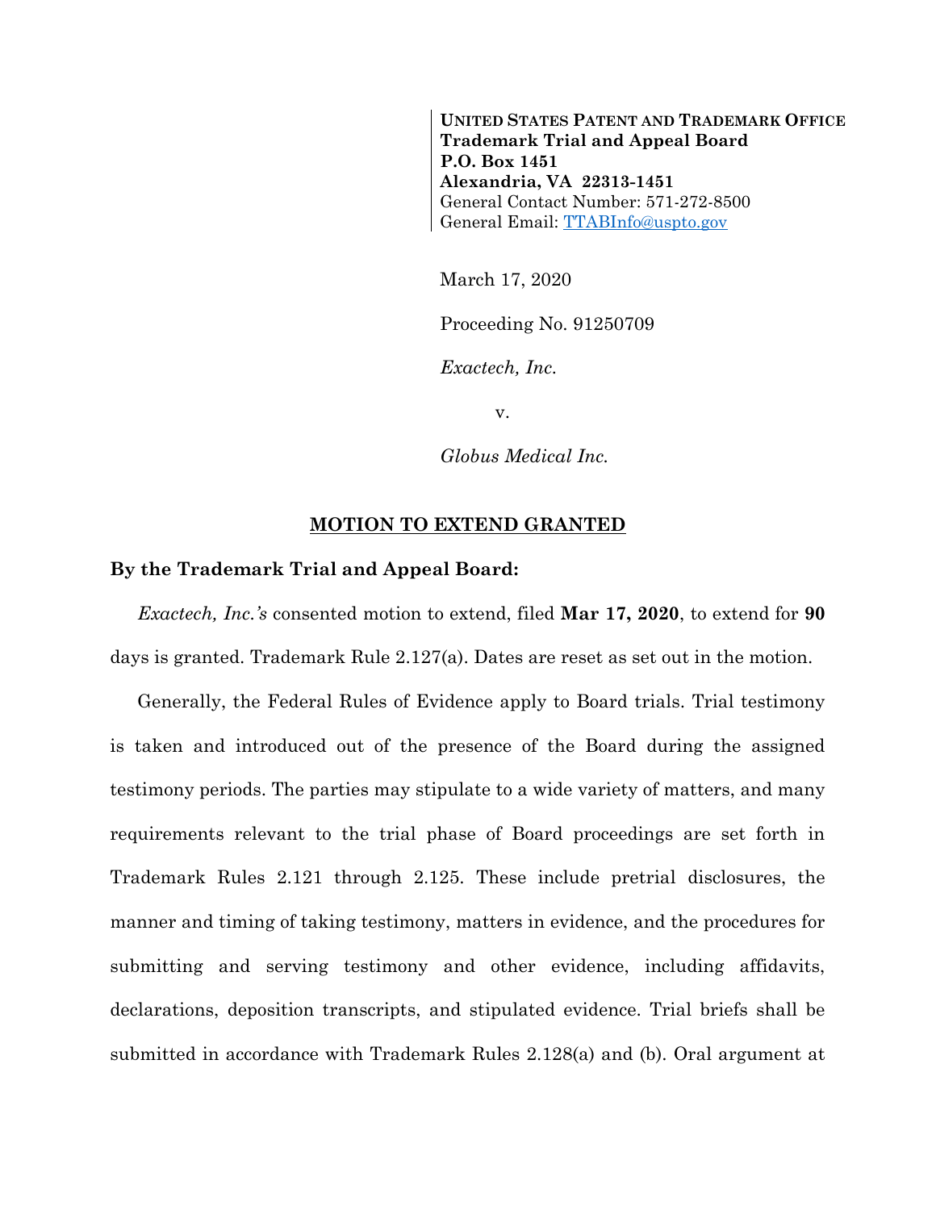**UNITED STATES PATENT AND TRADEMARK OFFICE**
**Trademark Trial and Appeal Board**
**P.O. Box 1451**
**Alexandria, VA 22313-1451**
General Contact Number: 571-272-8500
General Email: TTABInfo@uspto.gov

March 17, 2020

Proceeding No. 91250709

*Exactech, Inc.*

v.

*Globus Medical Inc.*

## MOTION TO EXTEND GRANTED

**By the Trademark Trial and Appeal Board:**

*Exactech, Inc.'s* consented motion to extend, filed **Mar 17, 2020**, to extend for **90** days is granted. Trademark Rule 2.127(a). Dates are reset as set out in the motion.

Generally, the Federal Rules of Evidence apply to Board trials. Trial testimony is taken and introduced out of the presence of the Board during the assigned testimony periods. The parties may stipulate to a wide variety of matters, and many requirements relevant to the trial phase of Board proceedings are set forth in Trademark Rules 2.121 through 2.125. These include pretrial disclosures, the manner and timing of taking testimony, matters in evidence, and the procedures for submitting and serving testimony and other evidence, including affidavits, declarations, deposition transcripts, and stipulated evidence. Trial briefs shall be submitted in accordance with Trademark Rules 2.128(a) and (b). Oral argument at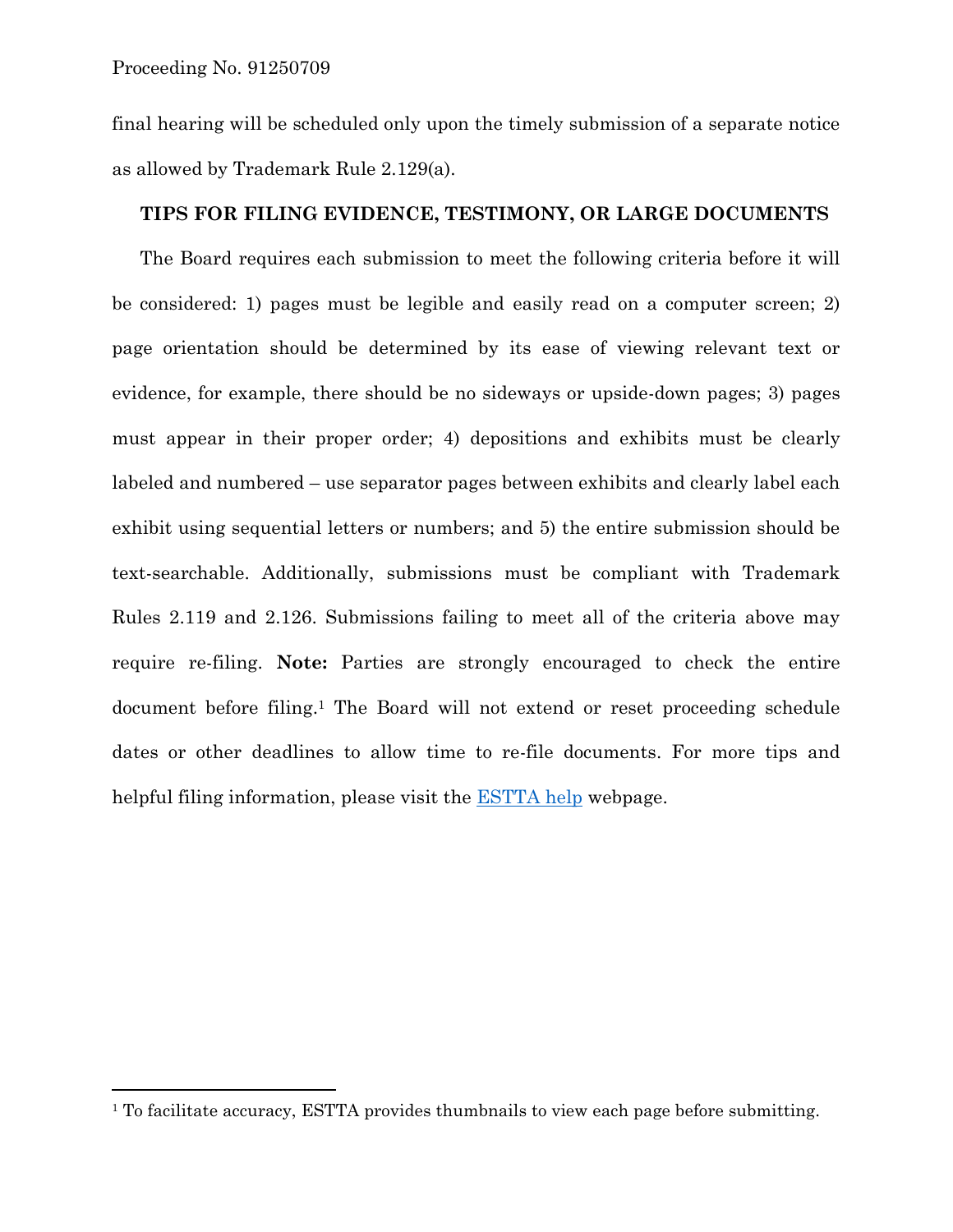final hearing will be scheduled only upon the timely submission of a separate notice as allowed by Trademark Rule 2.129(a).

**TIPS FOR FILING EVIDENCE, TESTIMONY, OR LARGE DOCUMENTS**

The Board requires each submission to meet the following criteria before it will be considered: 1) pages must be legible and easily read on a computer screen; 2) page orientation should be determined by its ease of viewing relevant text or evidence, for example, there should be no sideways or upside-down pages; 3) pages must appear in their proper order; 4) depositions and exhibits must be clearly labeled and numbered – use separator pages between exhibits and clearly label each exhibit using sequential letters or numbers; and 5) the entire submission should be text-searchable. Additionally, submissions must be compliant with Trademark Rules 2.119 and 2.126. Submissions failing to meet all of the criteria above may require re-filing. **Note:** Parties are strongly encouraged to check the entire document before filing.[1] The Board will not extend or reset proceeding schedule dates or other deadlines to allow time to re-file documents. For more tips and helpful filing information, please visit the [ESTTA help] webpage.

---

[1] To facilitate accuracy, ESTTA provides thumbnails to view each page before submitting.